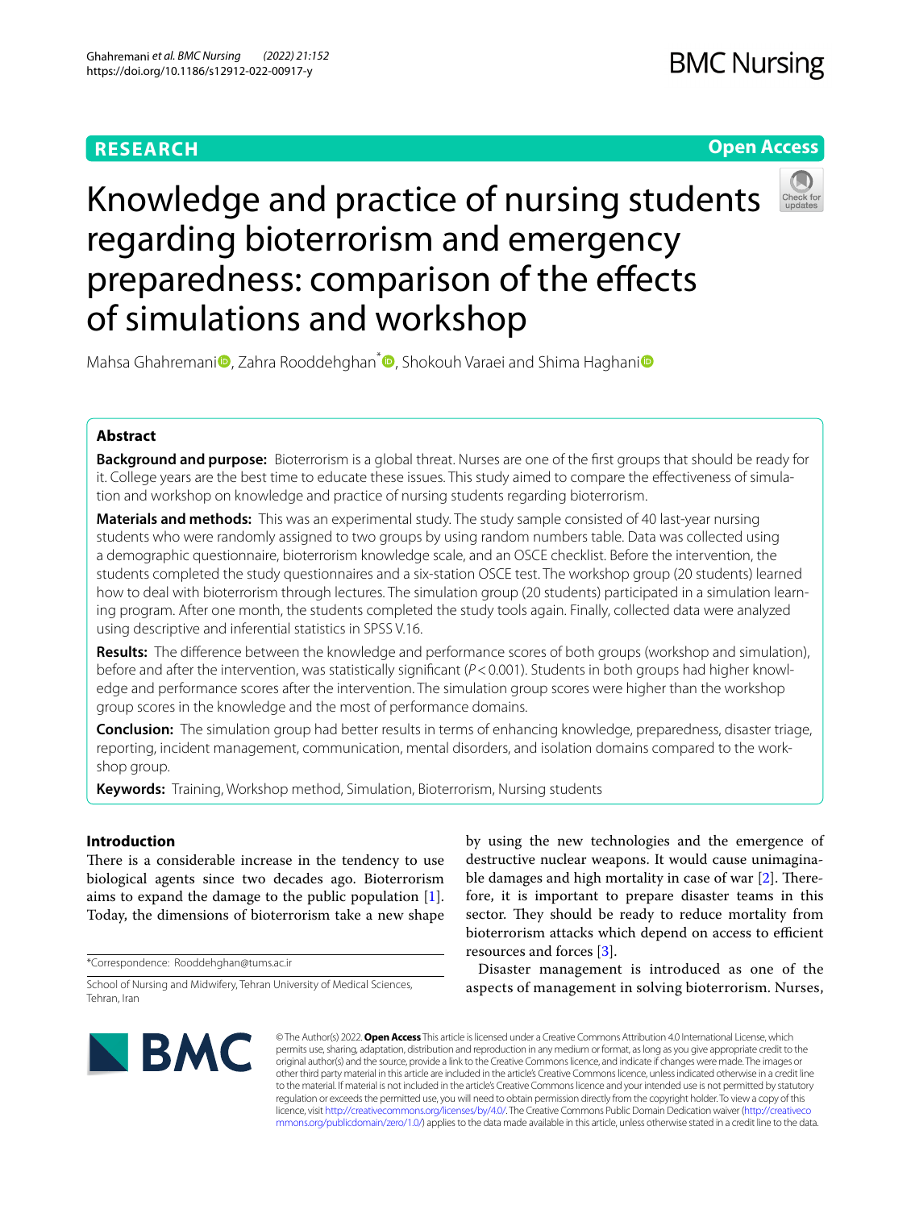**RESEARCH** **Open Access**

# Knowledge and practice of nursing students regarding bioterrorism and emergency preparedness: comparison of the effects of simulations and workshop

Mahsa Ghahremani, Zahra Rooddehghan*, Shokouh Varaei and Shima Haghani

## Abstract

**Background and purpose:** Bioterrorism is a global threat. Nurses are one of the first groups that should be ready for it. College years are the best time to educate these issues. This study aimed to compare the effectiveness of simulation and workshop on knowledge and practice of nursing students regarding bioterrorism.

**Materials and methods:** This was an experimental study. The study sample consisted of 40 last-year nursing students who were randomly assigned to two groups by using random numbers table. Data was collected using a demographic questionnaire, bioterrorism knowledge scale, and an OSCE checklist. Before the intervention, the students completed the study questionnaires and a six-station OSCE test. The workshop group (20 students) learned how to deal with bioterrorism through lectures. The simulation group (20 students) participated in a simulation learning program. After one month, the students completed the study tools again. Finally, collected data were analyzed using descriptive and inferential statistics in SPSS V.16.

**Results:** The difference between the knowledge and performance scores of both groups (workshop and simulation), before and after the intervention, was statistically significant ($P < 0.001$). Students in both groups had higher knowledge and performance scores after the intervention. The simulation group scores were higher than the workshop group scores in the knowledge and the most of performance domains.

**Conclusion:** The simulation group had better results in terms of enhancing knowledge, preparedness, disaster triage, reporting, incident management, communication, mental disorders, and isolation domains compared to the workshop group.

**Keywords:** Training, Workshop method, Simulation, Bioterrorism, Nursing students

## Introduction

There is a considerable increase in the tendency to use biological agents since two decades ago. Bioterrorism aims to expand the damage to the public population [1]. Today, the dimensions of bioterrorism take a new shape by using the new technologies and the emergence of destructive nuclear weapons. It would cause unimaginable damages and high mortality in case of war [2]. Therefore, it is important to prepare disaster teams in this sector. They should be ready to reduce mortality from bioterrorism attacks which depend on access to efficient resources and forces [3].

Disaster management is introduced as one of the aspects of management in solving bioterrorism. Nurses,

*Correspondence: Rooddehghan@tums.ac.ir

School of Nursing and Midwifery, Tehran University of Medical Sciences, Tehran, Iran

© The Author(s) 2022. **Open Access** This article is licensed under a Creative Commons Attribution 4.0 International License, which permits use, sharing, adaptation, distribution and reproduction in any medium or format, as long as you give appropriate credit to the original author(s) and the source, provide a link to the Creative Commons licence, and indicate if changes were made. The images or other third party material in this article are included in the article's Creative Commons licence, unless indicated otherwise in a credit line to the material. If material is not included in the article's Creative Commons licence and your intended use is not permitted by statutory regulation or exceeds the permitted use, you will need to obtain permission directly from the copyright holder. To view a copy of this licence, visit http://creativecommons.org/licenses/by/4.0/. The Creative Commons Public Domain Dedication waiver (http://creativecommons.org/publicdomain/zero/1.0/) applies to the data made available in this article, unless otherwise stated in a credit line to the data.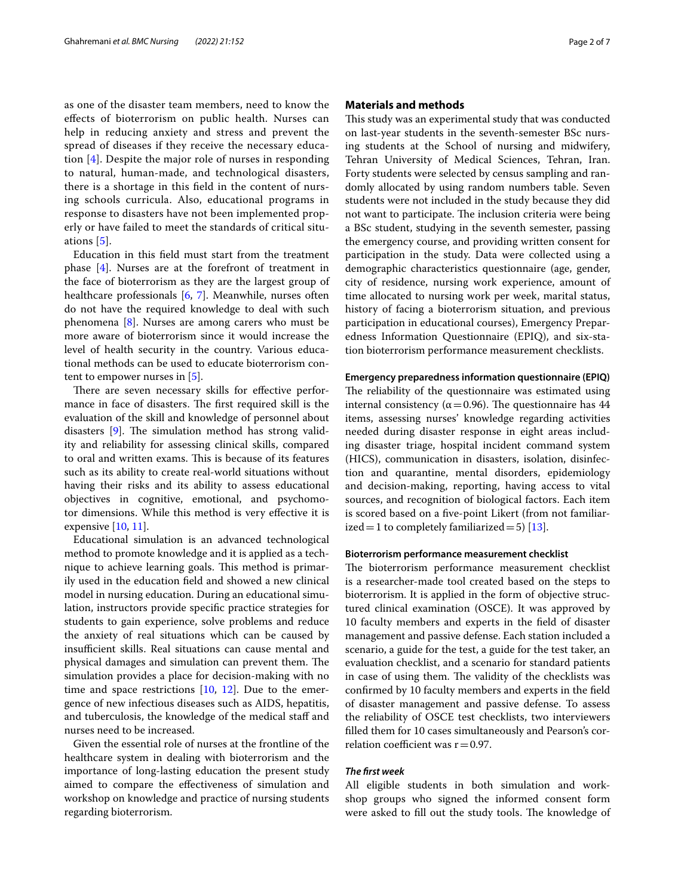as one of the disaster team members, need to know the effects of bioterrorism on public health. Nurses can help in reducing anxiety and stress and prevent the spread of diseases if they receive the necessary education [4]. Despite the major role of nurses in responding to natural, human-made, and technological disasters, there is a shortage in this field in the content of nursing schools curricula. Also, educational programs in response to disasters have not been implemented properly or have failed to meet the standards of critical situations [5].

Education in this field must start from the treatment phase [4]. Nurses are at the forefront of treatment in the face of bioterrorism as they are the largest group of healthcare professionals [6, 7]. Meanwhile, nurses often do not have the required knowledge to deal with such phenomena [8]. Nurses are among carers who must be more aware of bioterrorism since it would increase the level of health security in the country. Various educational methods can be used to educate bioterrorism content to empower nurses in [5].

There are seven necessary skills for effective performance in face of disasters. The first required skill is the evaluation of the skill and knowledge of personnel about disasters [9]. The simulation method has strong validity and reliability for assessing clinical skills, compared to oral and written exams. This is because of its features such as its ability to create real-world situations without having their risks and its ability to assess educational objectives in cognitive, emotional, and psychomotor dimensions. While this method is very effective it is expensive [10, 11].

Educational simulation is an advanced technological method to promote knowledge and it is applied as a technique to achieve learning goals. This method is primarily used in the education field and showed a new clinical model in nursing education. During an educational simulation, instructors provide specific practice strategies for students to gain experience, solve problems and reduce the anxiety of real situations which can be caused by insufficient skills. Real situations can cause mental and physical damages and simulation can prevent them. The simulation provides a place for decision-making with no time and space restrictions [10, 12]. Due to the emergence of new infectious diseases such as AIDS, hepatitis, and tuberculosis, the knowledge of the medical staff and nurses need to be increased.

Given the essential role of nurses at the frontline of the healthcare system in dealing with bioterrorism and the importance of long-lasting education the present study aimed to compare the effectiveness of simulation and workshop on knowledge and practice of nursing students regarding bioterrorism.

## Materials and methods

This study was an experimental study that was conducted on last-year students in the seventh-semester BSc nursing students at the School of nursing and midwifery, Tehran University of Medical Sciences, Tehran, Iran. Forty students were selected by census sampling and randomly allocated by using random numbers table. Seven students were not included in the study because they did not want to participate. The inclusion criteria were being a BSc student, studying in the seventh semester, passing the emergency course, and providing written consent for participation in the study. Data were collected using a demographic characteristics questionnaire (age, gender, city of residence, nursing work experience, amount of time allocated to nursing work per week, marital status, history of facing a bioterrorism situation, and previous participation in educational courses), Emergency Preparedness Information Questionnaire (EPIQ), and six-station bioterrorism performance measurement checklists.

### Emergency preparedness information questionnaire (EPIQ)

The reliability of the questionnaire was estimated using internal consistency ($\alpha = 0.96$). The questionnaire has 44 items, assessing nurses' knowledge regarding activities needed during disaster response in eight areas including disaster triage, hospital incident command system (HICS), communication in disasters, isolation, disinfection and quarantine, mental disorders, epidemiology and decision-making, reporting, having access to vital sources, and recognition of biological factors. Each item is scored based on a five-point Likert (from not familiarized = 1 to completely familiarized = 5) [13].

### Bioterrorism performance measurement checklist

The bioterrorism performance measurement checklist is a researcher-made tool created based on the steps to bioterrorism. It is applied in the form of objective structured clinical examination (OSCE). It was approved by 10 faculty members and experts in the field of disaster management and passive defense. Each station included a scenario, a guide for the test, a guide for the test taker, an evaluation checklist, and a scenario for standard patients in case of using them. The validity of the checklists was confirmed by 10 faculty members and experts in the field of disaster management and passive defense. To assess the reliability of OSCE test checklists, two interviewers filled them for 10 cases simultaneously and Pearson's correlation coefficient was $r = 0.97$.

#### *The first week*

All eligible students in both simulation and workshop groups who signed the informed consent form were asked to fill out the study tools. The knowledge of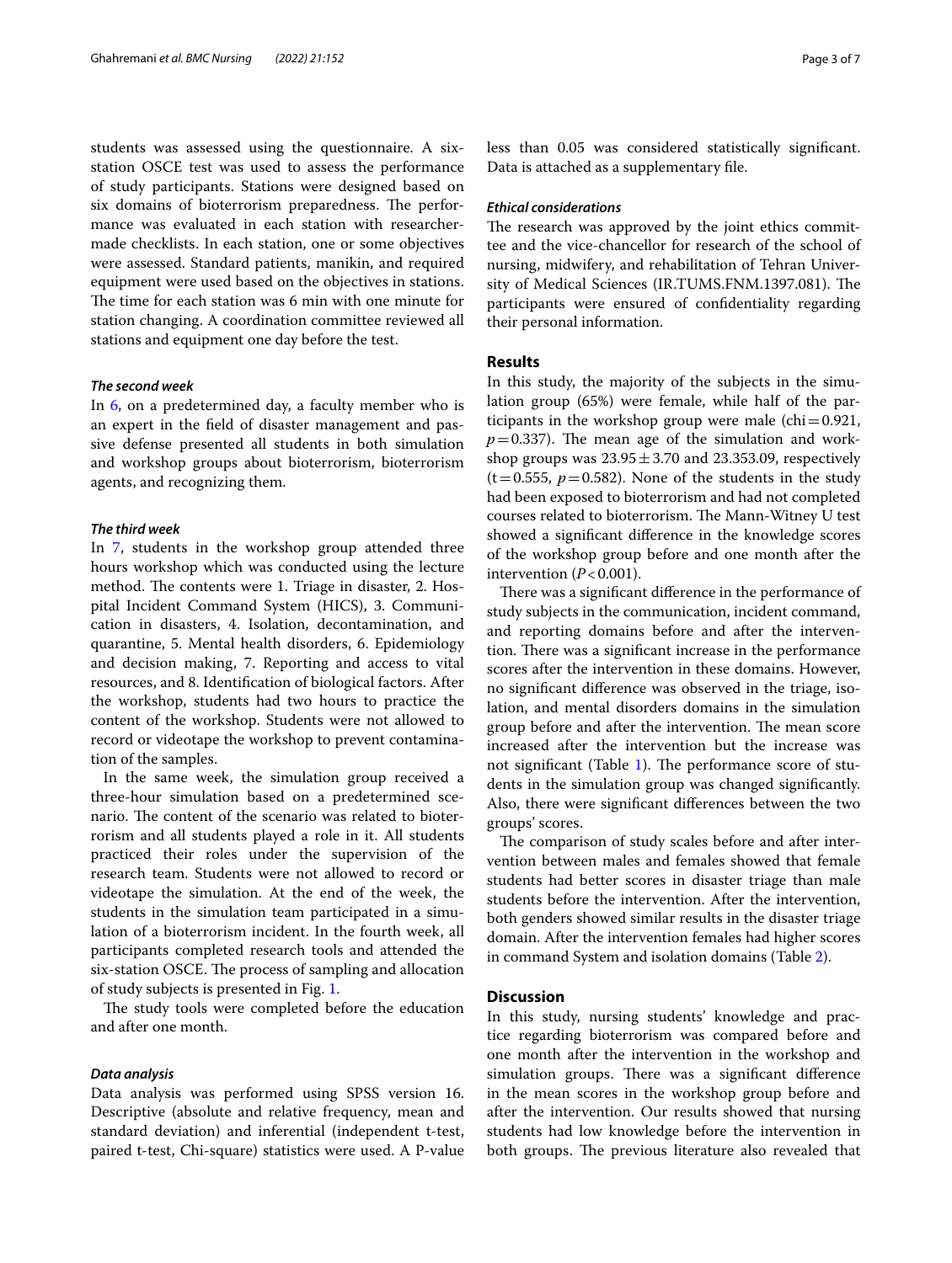students was assessed using the questionnaire. A six-station OSCE test was used to assess the performance of study participants. Stations were designed based on six domains of bioterrorism preparedness. The performance was evaluated in each station with researcher-made checklists. In each station, one or some objectives were assessed. Standard patients, manikin, and required equipment were used based on the objectives in stations. The time for each station was 6 min with one minute for station changing. A coordination committee reviewed all stations and equipment one day before the test.

#### *The second week*

In 6, on a predetermined day, a faculty member who is an expert in the field of disaster management and passive defense presented all students in both simulation and workshop groups about bioterrorism, bioterrorism agents, and recognizing them.

#### *The third week*

In 7, students in the workshop group attended three hours workshop which was conducted using the lecture method. The contents were 1. Triage in disaster, 2. Hospital Incident Command System (HICS), 3. Communication in disasters, 4. Isolation, decontamination, and quarantine, 5. Mental health disorders, 6. Epidemiology and decision making, 7. Reporting and access to vital resources, and 8. Identification of biological factors. After the workshop, students had two hours to practice the content of the workshop. Students were not allowed to record or videotape the workshop to prevent contamination of the samples.

In the same week, the simulation group received a three-hour simulation based on a predetermined scenario. The content of the scenario was related to bioterrorism and all students played a role in it. All students practiced their roles under the supervision of the research team. Students were not allowed to record or videotape the simulation. At the end of the week, the students in the simulation team participated in a simulation of a bioterrorism incident. In the fourth week, all participants completed research tools and attended the six-station OSCE. The process of sampling and allocation of study subjects is presented in Fig. 1.

The study tools were completed before the education and after one month.

#### *Data analysis*

Data analysis was performed using SPSS version 16. Descriptive (absolute and relative frequency, mean and standard deviation) and inferential (independent t-test, paired t-test, Chi-square) statistics were used. A P-value less than 0.05 was considered statistically significant. Data is attached as a supplementary file.

#### *Ethical considerations*

The research was approved by the joint ethics committee and the vice-chancellor for research of the school of nursing, midwifery, and rehabilitation of Tehran University of Medical Sciences (IR.TUMS.FNM.1397.081). The participants were ensured of confidentiality regarding their personal information.

## Results

In this study, the majority of the subjects in the simulation group (65%) were female, while half of the participants in the workshop group were male (chi $=0.921$, $p=0.337$). The mean age of the simulation and workshop groups was $23.95 \pm 3.70$ and 23.353.09, respectively ($t=0.555$, $p=0.582$). None of the students in the study had been exposed to bioterrorism and had not completed courses related to bioterrorism. The Mann-Witney U test showed a significant difference in the knowledge scores of the workshop group before and one month after the intervention ($P<0.001$).

There was a significant difference in the performance of study subjects in the communication, incident command, and reporting domains before and after the intervention. There was a significant increase in the performance scores after the intervention in these domains. However, no significant difference was observed in the triage, isolation, and mental disorders domains in the simulation group before and after the intervention. The mean score increased after the intervention but the increase was not significant (Table 1). The performance score of students in the simulation group was changed significantly. Also, there were significant differences between the two groups' scores.

The comparison of study scales before and after intervention between males and females showed that female students had better scores in disaster triage than male students before the intervention. After the intervention, both genders showed similar results in the disaster triage domain. After the intervention females had higher scores in command System and isolation domains (Table 2).

## Discussion

In this study, nursing students' knowledge and practice regarding bioterrorism was compared before and one month after the intervention in the workshop and simulation groups. There was a significant difference in the mean scores in the workshop group before and after the intervention. Our results showed that nursing students had low knowledge before the intervention in both groups. The previous literature also revealed that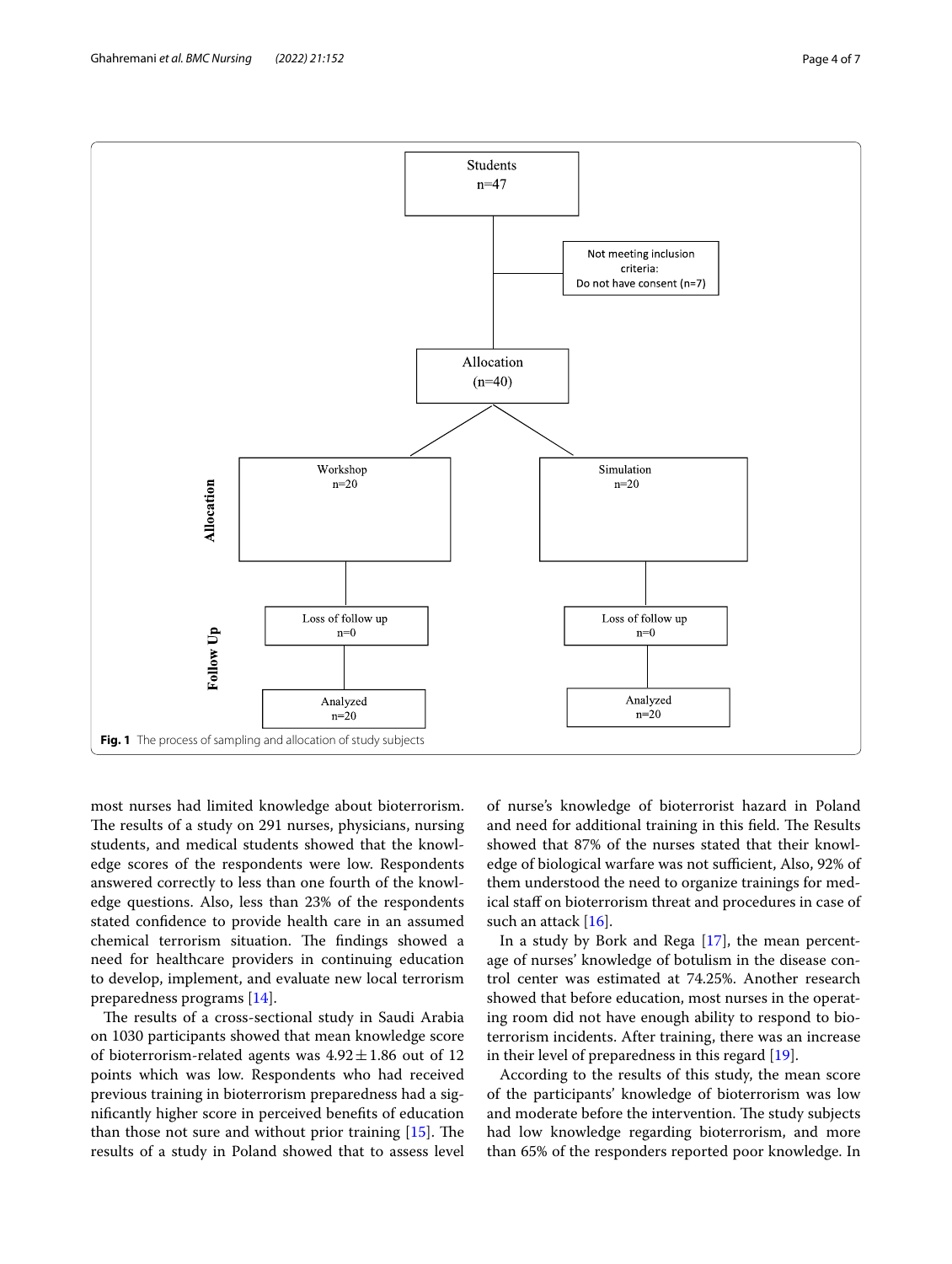Students
n=47

Not meeting inclusion criteria:
Do not have consent (n=7)

Allocation
(n=40)

**Allocation**

Workshop
n=20

Simulation
n=20

**Follow Up**

Loss of follow up
n=0

Loss of follow up
n=0

Analyzed
n=20

Analyzed
n=20

**Fig. 1** The process of sampling and allocation of study subjects

most nurses had limited knowledge about bioterrorism. The results of a study on 291 nurses, physicians, nursing students, and medical students showed that the knowledge scores of the respondents were low. Respondents answered correctly to less than one fourth of the knowledge questions. Also, less than 23% of the respondents stated confidence to provide health care in an assumed chemical terrorism situation. The findings showed a need for healthcare providers in continuing education to develop, implement, and evaluate new local terrorism preparedness programs [14].

The results of a cross-sectional study in Saudi Arabia on 1030 participants showed that mean knowledge score of bioterrorism-related agents was $4.92 \pm 1.86$ out of 12 points which was low. Respondents who had received previous training in bioterrorism preparedness had a significantly higher score in perceived benefits of education than those not sure and without prior training [15]. The results of a study in Poland showed that to assess level of nurse's knowledge of bioterrorist hazard in Poland and need for additional training in this field. The Results showed that 87% of the nurses stated that their knowledge of biological warfare was not sufficient, Also, 92% of them understood the need to organize trainings for medical staff on bioterrorism threat and procedures in case of such an attack [16].

In a study by Bork and Rega [17], the mean percentage of nurses' knowledge of botulism in the disease control center was estimated at 74.25%. Another research showed that before education, most nurses in the operating room did not have enough ability to respond to bioterrorism incidents. After training, there was an increase in their level of preparedness in this regard [19].

According to the results of this study, the mean score of the participants' knowledge of bioterrorism was low and moderate before the intervention. The study subjects had low knowledge regarding bioterrorism, and more than 65% of the responders reported poor knowledge. In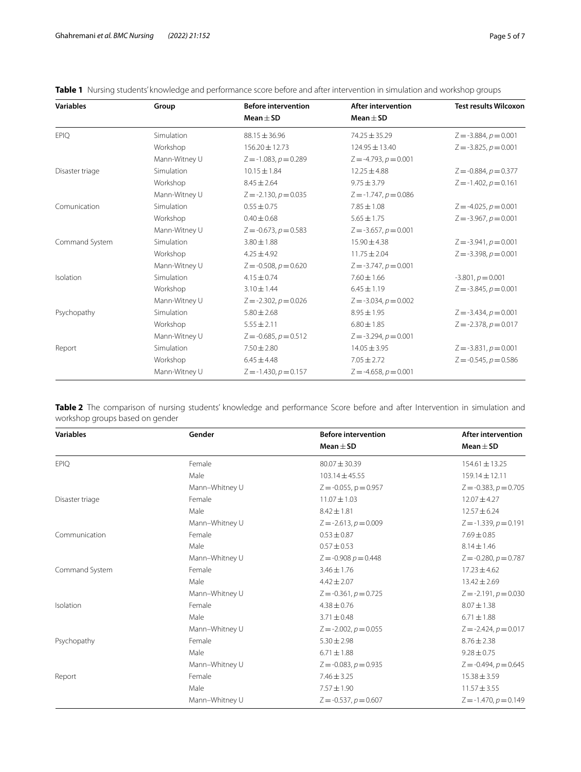**Table 1** Nursing students' knowledge and performance score before and after intervention in simulation and workshop groups

| Variables | Group | Before intervention Mean ± SD | After intervention Mean ± SD | Test results Wilcoxon |
|---|---|---|---|---|
| EPIQ | Simulation | 88.15 ± 36.96 | 74.25 ± 35.29 | Z = -3.884, $p = 0.001$ |
| | Workshop | 156.20 ± 12.73 | 124.95 ± 13.40 | Z = -3.825, $p = 0.001$ |
| | Mann-Witney U | Z = -1.083, $p = 0.289$ | Z = -4.793, $p = 0.001$ | |
| Disaster triage | Simulation | 10.15 ± 1.84 | 12.25 ± 4.88 | Z = -0.884, $p = 0.377$ |
| | Workshop | 8.45 ± 2.64 | 9.75 ± 3.79 | Z = -1.402, $p = 0.161$ |
| | Mann-Witney U | Z = -2.130, $p = 0.035$ | Z = -1.747, $p = 0.086$ | |
| Comunication | Simulation | 0.55 ± 0.75 | 7.85 ± 1.08 | Z = -4.025, $p = 0.001$ |
| | Workshop | 0.40 ± 0.68 | 5.65 ± 1.75 | Z = -3.967, $p = 0.001$ |
| | Mann-Witney U | Z = -0.673, $p = 0.583$ | Z = -3.657, $p = 0.001$ | |
| Command System | Simulation | 3.80 ± 1.88 | 15.90 ± 4.38 | Z = -3.941, $p = 0.001$ |
| | Workshop | 4.25 ± 4.92 | 11.75 ± 2.04 | Z = -3.398, $p = 0.001$ |
| | Mann-Witney U | Z = -0.508, $p = 0.620$ | Z = -3.747, $p = 0.001$ | |
| Isolation | Simulation | 4.15 ± 0.74 | 7.60 ± 1.66 | -3.801, $p = 0.001$ |
| | Workshop | 3.10 ± 1.44 | 6.45 ± 1.19 | Z = -3.845, $p = 0.001$ |
| | Mann-Witney U | Z = -2.302, $p = 0.026$ | Z = -3.034, $p = 0.002$ | |
| Psychopathy | Simulation | 5.80 ± 2.68 | 8.95 ± 1.95 | Z = -3.434, $p = 0.001$ |
| | Workshop | 5.55 ± 2.11 | 6.80 ± 1.85 | Z = -2.378, $p = 0.017$ |
| | Mann-Witney U | Z = -0.685, $p = 0.512$ | Z = -3.294, $p = 0.001$ | |
| Report | Simulation | 7.50 ± 2.80 | 14.05 ± 3.95 | Z = -3.831, $p = 0.001$ |
| | Workshop | 6.45 ± 4.48 | 7.05 ± 2.72 | Z = -0.545, $p = 0.586$ |
| | Mann-Witney U | Z = -1.430, $p = 0.157$ | Z = -4.658, $p = 0.001$ | |

**Table 2** The comparison of nursing students' knowledge and performance Score before and after Intervention in simulation and workshop groups based on gender

| Variables | Gender | Before intervention Mean ± SD | After intervention Mean ± SD |
|---|---|---|---|
| EPIQ | Female | 80.07 ± 30.39 | 154.61 ± 13.25 |
| | Male | 103.14 ± 45.55 | 159.14 ± 12.11 |
| | Mann–Whitney U | Z = -0.055, $p = 0.957$ | Z = -0.383, $p = 0.705$ |
| Disaster triage | Female | 11.07 ± 1.03 | 12.07 ± 4.27 |
| | Male | 8.42 ± 1.81 | 12.57 ± 6.24 |
| | Mann–Whitney U | Z = -2.613, $p = 0.009$ | Z = -1.339, $p = 0.191$ |
| Communication | Female | 0.53 ± 0.87 | 7.69 ± 0.85 |
| | Male | 0.57 ± 0.53 | 8.14 ± 1.46 |
| | Mann–Whitney U | Z = -0.908 $p = 0.448$ | Z = -0.280, $p = 0.787$ |
| Command System | Female | 3.46 ± 1.76 | 17.23 ± 4.62 |
| | Male | 4.42 ± 2.07 | 13.42 ± 2.69 |
| | Mann–Whitney U | Z = -0.361, $p = 0.725$ | Z = -2.191, $p = 0.030$ |
| Isolation | Female | 4.38 ± 0.76 | 8.07 ± 1.38 |
| | Male | 3.71 ± 0.48 | 6.71 ± 1.88 |
| | Mann–Whitney U | Z = -2.002, $p = 0.055$ | Z = -2.424, $p = 0.017$ |
| Psychopathy | Female | 5.30 ± 2.98 | 8.76 ± 2.38 |
| | Male | 6.71 ± 1.88 | 9.28 ± 0.75 |
| | Mann–Whitney U | Z = -0.083, $p = 0.935$ | Z = -0.494, $p = 0.645$ |
| Report | Female | 7.46 ± 3.25 | 15.38 ± 3.59 |
| | Male | 7.57 ± 1.90 | 11.57 ± 3.55 |
| | Mann–Whitney U | Z = -0.537, $p = 0.607$ | Z = -1.470, $p = 0.149$ |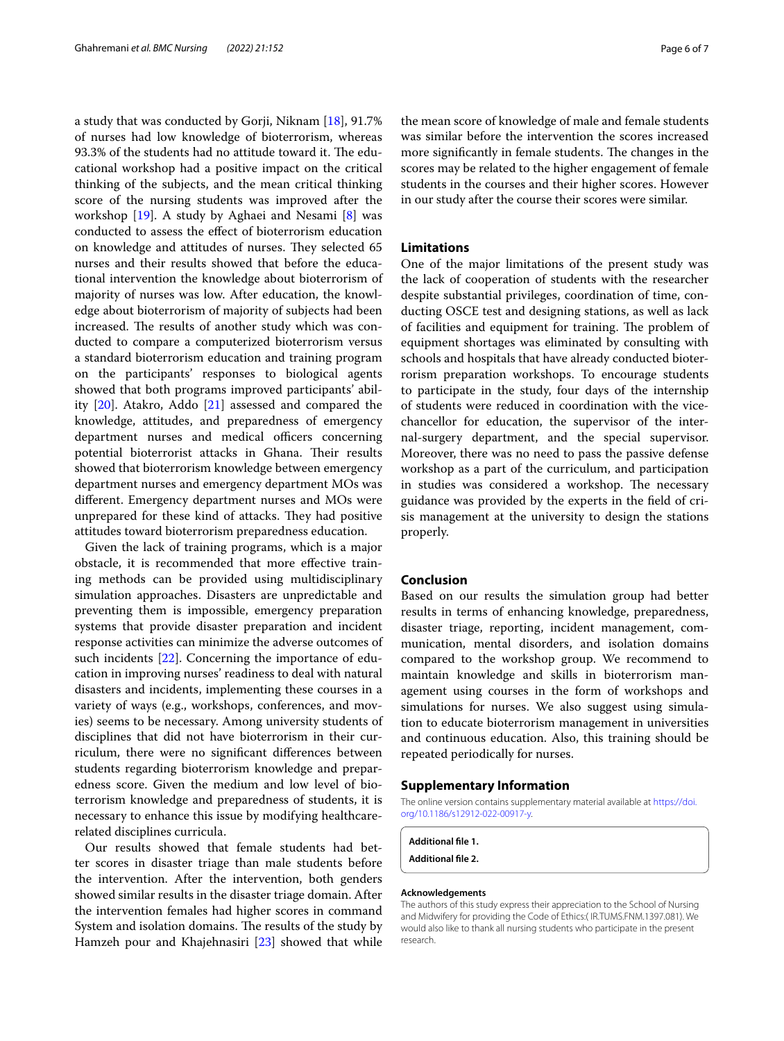a study that was conducted by Gorji, Niknam [18], 91.7% of nurses had low knowledge of bioterrorism, whereas 93.3% of the students had no attitude toward it. The educational workshop had a positive impact on the critical thinking of the subjects, and the mean critical thinking score of the nursing students was improved after the workshop [19]. A study by Aghaei and Nesami [8] was conducted to assess the effect of bioterrorism education on knowledge and attitudes of nurses. They selected 65 nurses and their results showed that before the educational intervention the knowledge about bioterrorism of majority of nurses was low. After education, the knowledge about bioterrorism of majority of subjects had been increased. The results of another study which was conducted to compare a computerized bioterrorism versus a standard bioterrorism education and training program on the participants' responses to biological agents showed that both programs improved participants' ability [20]. Atakro, Addo [21] assessed and compared the knowledge, attitudes, and preparedness of emergency department nurses and medical officers concerning potential bioterrorist attacks in Ghana. Their results showed that bioterrorism knowledge between emergency department nurses and emergency department MOs was different. Emergency department nurses and MOs were unprepared for these kind of attacks. They had positive attitudes toward bioterrorism preparedness education.

Given the lack of training programs, which is a major obstacle, it is recommended that more effective training methods can be provided using multidisciplinary simulation approaches. Disasters are unpredictable and preventing them is impossible, emergency preparation systems that provide disaster preparation and incident response activities can minimize the adverse outcomes of such incidents [22]. Concerning the importance of education in improving nurses' readiness to deal with natural disasters and incidents, implementing these courses in a variety of ways (e.g., workshops, conferences, and movies) seems to be necessary. Among university students of disciplines that did not have bioterrorism in their curriculum, there were no significant differences between students regarding bioterrorism knowledge and preparedness score. Given the medium and low level of bioterrorism knowledge and preparedness of students, it is necessary to enhance this issue by modifying healthcare-related disciplines curricula.

Our results showed that female students had better scores in disaster triage than male students before the intervention. After the intervention, both genders showed similar results in the disaster triage domain. After the intervention females had higher scores in command System and isolation domains. The results of the study by Hamzeh pour and Khajehnasiri [23] showed that while the mean score of knowledge of male and female students was similar before the intervention the scores increased more significantly in female students. The changes in the scores may be related to the higher engagement of female students in the courses and their higher scores. However in our study after the course their scores were similar.

## Limitations

One of the major limitations of the present study was the lack of cooperation of students with the researcher despite substantial privileges, coordination of time, conducting OSCE test and designing stations, as well as lack of facilities and equipment for training. The problem of equipment shortages was eliminated by consulting with schools and hospitals that have already conducted bioterrorism preparation workshops. To encourage students to participate in the study, four days of the internship of students were reduced in coordination with the vice-chancellor for education, the supervisor of the internal-surgery department, and the special supervisor. Moreover, there was no need to pass the passive defense workshop as a part of the curriculum, and participation in studies was considered a workshop. The necessary guidance was provided by the experts in the field of crisis management at the university to design the stations properly.

## Conclusion

Based on our results the simulation group had better results in terms of enhancing knowledge, preparedness, disaster triage, reporting, incident management, communication, mental disorders, and isolation domains compared to the workshop group. We recommend to maintain knowledge and skills in bioterrorism management using courses in the form of workshops and simulations for nurses. We also suggest using simulation to educate bioterrorism management in universities and continuous education. Also, this training should be repeated periodically for nurses.

## Supplementary Information

The online version contains supplementary material available at https://doi.org/10.1186/s12912-022-00917-y.

**Additional file 1.**

**Additional file 2.**

#### Acknowledgements

The authors of this study express their appreciation to the School of Nursing and Midwifery for providing the Code of Ethics:( IR.TUMS.FNM.1397.081). We would also like to thank all nursing students who participate in the present research.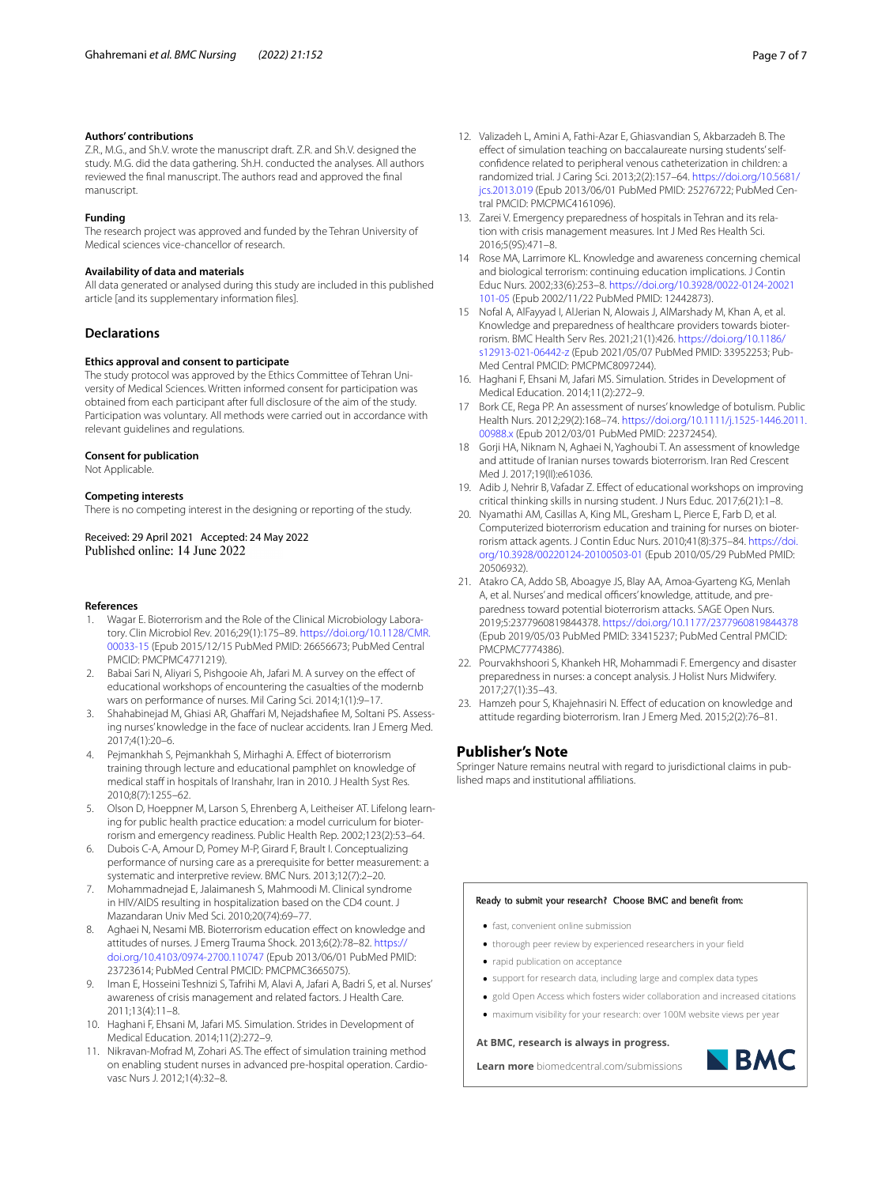#### Authors' contributions

Z.R., M.G., and Sh.V. wrote the manuscript draft. Z.R. and Sh.V. designed the study. M.G. did the data gathering. Sh.H. conducted the analyses. All authors reviewed the final manuscript. The authors read and approved the final manuscript.

#### Funding

The research project was approved and funded by the Tehran University of Medical sciences vice-chancellor of research.

#### Availability of data and materials

All data generated or analysed during this study are included in this published article [and its supplementary information files].

## Declarations

#### Ethics approval and consent to participate

The study protocol was approved by the Ethics Committee of Tehran University of Medical Sciences. Written informed consent for participation was obtained from each participant after full disclosure of the aim of the study. Participation was voluntary. All methods were carried out in accordance with relevant guidelines and regulations.

#### Consent for publication

Not Applicable.

#### Competing interests

There is no competing interest in the designing or reporting of the study.

Received: 29 April 2021 Accepted: 24 May 2022
Published online: 14 June 2022

#### References

1. Wagar E. Bioterrorism and the Role of the Clinical Microbiology Laboratory. Clin Microbiol Rev. 2016;29(1):175–89. https://doi.org/10.1128/CMR.00033-15 (Epub 2015/12/15 PubMed PMID: 26656673; PubMed Central PMCID: PMCPMC4771219).
2. Babai Sari N, Aliyari S, Pishgooie Ah, Jafari M. A survey on the effect of educational workshops of encountering the casualties of the modernb wars on performance of nurses. Mil Caring Sci. 2014;1(1):9–17.
3. Shahabinejad M, Ghiasi AR, Ghaffari M, Nejadshafiee M, Soltani PS. Assessing nurses' knowledge in the face of nuclear accidents. Iran J Emerg Med. 2017;4(1):20–6.
4. Pejmankhah S, Pejmankhah S, Mirhaghi A. Effect of bioterrorism training through lecture and educational pamphlet on knowledge of medical staff in hospitals of Iranshahr, Iran in 2010. J Health Syst Res. 2010;8(7):1255–62.
5. Olson D, Hoeppner M, Larson S, Ehrenberg A, Leitheiser AT. Lifelong learning for public health practice education: a model curriculum for bioterrorism and emergency readiness. Public Health Rep. 2002;123(2):53–64.
6. Dubois C-A, Amour D, Pomey M-P, Girard F, Brault I. Conceptualizing performance of nursing care as a prerequisite for better measurement: a systematic and interpretive review. BMC Nurs. 2013;12(7):2–20.
7. Mohammadnejad E, Jalaimanesh S, Mahmoodi M. Clinical syndrome in HIV/AIDS resulting in hospitalization based on the CD4 count. J Mazandaran Univ Med Sci. 2010;20(74):69–77.
8. Aghaei N, Nesami MB. Bioterrorism education effect on knowledge and attitudes of nurses. J Emerg Trauma Shock. 2013;6(2):78–82. https://doi.org/10.4103/0974-2700.110747 (Epub 2013/06/01 PubMed PMID: 23723614; PubMed Central PMCID: PMCPMC3665075).
9. Iman E, Hosseini Teshnizi S, Tafrihi M, Alavi A, Jafari A, Badri S, et al. Nurses' awareness of crisis management and related factors. J Health Care. 2011;13(4):11–8.
10. Haghani F, Ehsani M, Jafari MS. Simulation. Strides in Development of Medical Education. 2014;11(2):272–9.
11. Nikravan-Mofrad M, Zohari AS. The effect of simulation training method on enabling student nurses in advanced pre-hospital operation. Cardiovasc Nurs J. 2012;1(4):32–8.
12. Valizadeh L, Amini A, Fathi-Azar E, Ghiasvandian S, Akbarzadeh B. The effect of simulation teaching on baccalaureate nursing students' self-confidence related to peripheral venous catheterization in children: a randomized trial. J Caring Sci. 2013;2(2):157–64. https://doi.org/10.5681/jcs.2013.019 (Epub 2013/06/01 PubMed PMID: 25276722; PubMed Central PMCID: PMCPMC4161096).
13. Zarei V. Emergency preparedness of hospitals in Tehran and its relation with crisis management measures. Int J Med Res Health Sci. 2016;5(9S):471–8.
14. Rose MA, Larrimore KL. Knowledge and awareness concerning chemical and biological terrorism: continuing education implications. J Contin Educ Nurs. 2002;33(6):253–8. https://doi.org/10.3928/0022-0124-20021101-05 (Epub 2002/11/22 PubMed PMID: 12442873).
15. Nofal A, AlFayyad I, AlJerian N, Alowais J, AlMarshady M, Khan A, et al. Knowledge and preparedness of healthcare providers towards bioterrorism. BMC Health Serv Res. 2021;21(1):426. https://doi.org/10.1186/s12913-021-06442-z (Epub 2021/05/07 PubMed PMID: 33952253; PubMed Central PMCID: PMCPMC8097244).
16. Haghani F, Ehsani M, Jafari MS. Simulation. Strides in Development of Medical Education. 2014;11(2):272–9.
17. Bork CE, Rega PP. An assessment of nurses' knowledge of botulism. Public Health Nurs. 2012;29(2):168–74. https://doi.org/10.1111/j.1525-1446.2011.00988.x (Epub 2012/03/01 PubMed PMID: 22372454).
18. Gorji HA, Niknam N, Aghaei N, Yaghoubi T. An assessment of knowledge and attitude of Iranian nurses towards bioterrorism. Iran Red Crescent Med J. 2017;19(II):e61036.
19. Adib J, Nehrir B, Vafadar Z. Effect of educational workshops on improving critical thinking skills in nursing student. J Nurs Educ. 2017;6(21):1–8.
20. Nyamathi AM, Casillas A, King ML, Gresham L, Pierce E, Farb D, et al. Computerized bioterrorism education and training for nurses on bioterrorism attack agents. J Contin Educ Nurs. 2010;41(8):375–84. https://doi.org/10.3928/00220124-20100503-01 (Epub 2010/05/29 PubMed PMID: 20506932).
21. Atakro CA, Addo SB, Aboagye JS, Blay AA, Amoa-Gyarteng KG, Menlah A, et al. Nurses' and medical officers' knowledge, attitude, and preparedness toward potential bioterrorism attacks. SAGE Open Nurs. 2019;5:2377960819844378. https://doi.org/10.1177/2377960819844378 (Epub 2019/05/03 PubMed PMID: 33415237; PubMed Central PMCID: PMCPMC7774386).
22. Pourvakhshoori S, Khankeh HR, Mohammadi F. Emergency and disaster preparedness in nurses: a concept analysis. J Holist Nurs Midwifery. 2017;27(1):35–43.
23. Hamzeh pour S, Khajehnasiri N. Effect of education on knowledge and attitude regarding bioterrorism. Iran J Emerg Med. 2015;2(2):76–81.

## Publisher's Note

Springer Nature remains neutral with regard to jurisdictional claims in published maps and institutional affiliations.

Ready to submit your research? Choose BMC and benefit from:

- fast, convenient online submission
- thorough peer review by experienced researchers in your field
- rapid publication on acceptance
- support for research data, including large and complex data types
- gold Open Access which fosters wider collaboration and increased citations
- maximum visibility for your research: over 100M website views per year

**At BMC, research is always in progress.**

**Learn more** biomedcentral.com/submissions

BMC